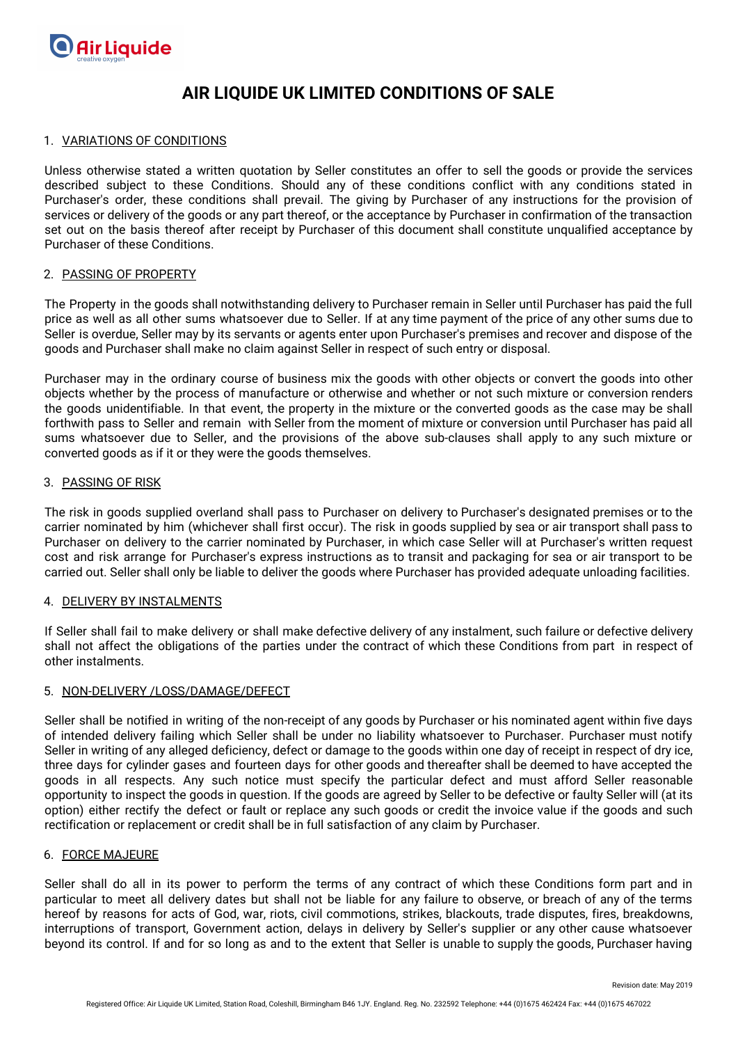# AIR LIQUIDE UK LIMITED CONDITIONS OF SALE

## 1. VARIATIONS OF CONDITIONS

Unless otherwise stated a written quotation by Seller constitutes an offer to sell the goods or provide the services described subject to these Conditions. Should any of these conditions conflict with any conditions stated in Purchaser's order, these conditions shall prevail. The giving by Purchaser of any instructions for the provision of services or delivery of the goods or any part thereof, or the acceptance by Purchaser in confirmation of the transaction set out on the basis thereof after receipt by Purchaser of this document shall constitute unqualified acceptance by Purchaser of these Conditions.

## 2. PASSING OF PROPERTY

The Property in the goods shall notwithstanding delivery to Purchaser remain in Seller until Purchaser has paid the full price as well as all other sums whatsoever due to Seller. If at any time payment of the price of any other sums due to Seller is overdue, Seller may by its servants or agents enter upon Purchaser's premises and recover and dispose of the goods and Purchaser shall make no claim against Seller in respect of such entry or disposal.

Purchaser may in the ordinary course of business mix the goods with other objects or convert the goods into other objects whether by the process of manufacture or otherwise and whether or not such mixture or conversion renders the goods unidentifiable. In that event, the property in the mixture or the converted goods as the case may be shall forthwith pass to Seller and remain with Seller from the moment of mixture or conversion until Purchaser has paid all sums whatsoever due to Seller, and the provisions of the above sub-clauses shall apply to any such mixture or converted goods as if it or they were the goods themselves.

## 3. PASSING OF RISK

The risk in goods supplied overland shall pass to Purchaser on delivery to Purchaser's designated premises or to the carrier nominated by him (whichever shall first occur). The risk in goods supplied by sea or air transport shall pass to Purchaser on delivery to the carrier nominated by Purchaser, in which case Seller will at Purchaser's written request cost and risk arrange for Purchaser's express instructions as to transit and packaging for sea or air transport to be carried out. Seller shall only be liable to deliver the goods where Purchaser has provided adequate unloading facilities.

## 4. DELIVERY BY INSTALMENTS

If Seller shall fail to make delivery or shall make defective delivery of any instalment, such failure or defective delivery shall not affect the obligations of the parties under the contract of which these Conditions from part in respect of other instalments.

## 5. NON-DELIVERY /LOSS/DAMAGE/DEFECT

Seller shall be notified in writing of the non-receipt of any goods by Purchaser or his nominated agent within five days of intended delivery failing which Seller shall be under no liability whatsoever to Purchaser. Purchaser must notify Seller in writing of any alleged deficiency, defect or damage to the goods within one day of receipt in respect of dry ice, three days for cylinder gases and fourteen days for other goods and thereafter shall be deemed to have accepted the goods in all respects. Any such notice must specify the particular defect and must afford Seller reasonable opportunity to inspect the goods in question. If the goods are agreed by Seller to be defective or faulty Seller will (at its option) either rectify the defect or fault or replace any such goods or credit the invoice value if the goods and such rectification or replacement or credit shall be in full satisfaction of any claim by Purchaser.

## 6. FORCE MAJEURE

Seller shall do all in its power to perform the terms of any contract of which these Conditions form part and in particular to meet all delivery dates but shall not be liable for any failure to observe, or breach of any of the terms hereof by reasons for acts of God, war, riots, civil commotions, strikes, blackouts, trade disputes, fires, breakdowns, interruptions of transport, Government action, delays in delivery by Seller's supplier or any other cause whatsoever beyond its control. If and for so long as and to the extent that Seller is unable to supply the goods, Purchaser having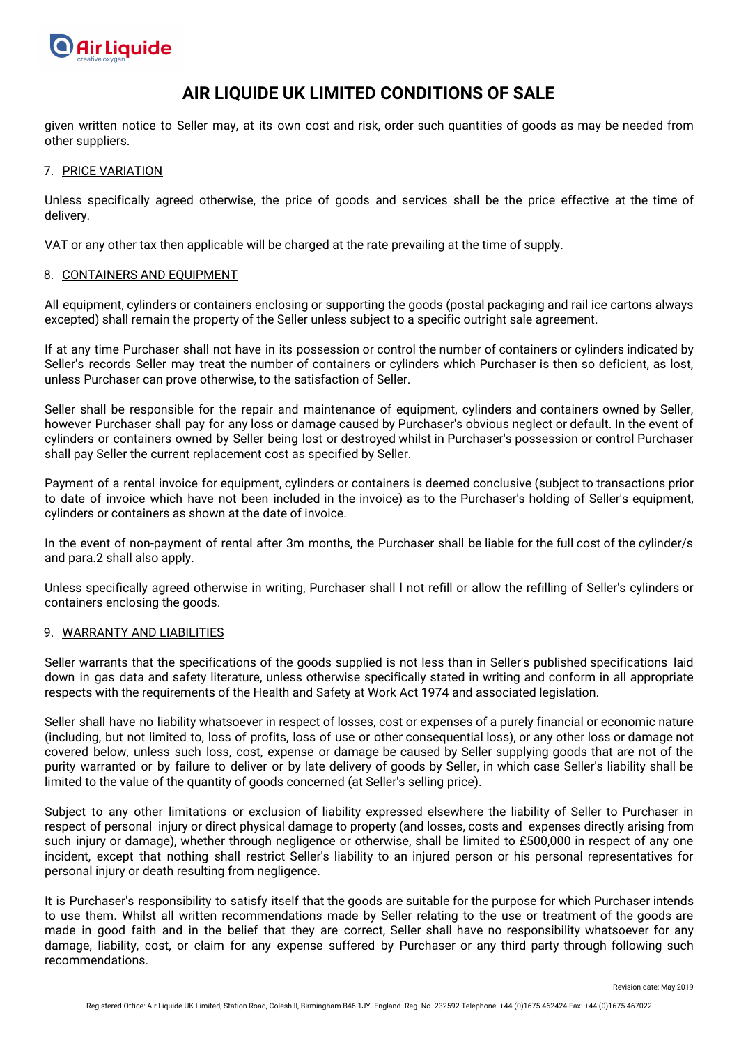# AIR LIQUIDE UK LIMITED CONDITIONS OF SALE

given written notice to Seller may, at its own cost and risk, order such quantities of goods as may be needed from other suppliers.

7. PRICE VARIATION

Unless specifically agreed otherwise, the price of goods and services shall be the price effective at the time of delivery.

VAT or any other tax then applicable will be charged at the rate prevailing at the time of supply.

8. CONTAINERS AND EQUIPMENT

All equipment, cylinders or containers enclosing or supporting the goods (postal packaging and rail ice cartons always excepted) shall remain the property of the Seller unless subject to a specific outright sale agreement.

If at any time Purchaser shall not have in its possession or control the number of containers or cylinders indicated by Seller's records Seller may treat the number of containers or cylinders which Purchaser is then so deficient, as lost, unless Purchaser can prove otherwise, to the satisfaction of Seller.

Seller shall be responsible for the repair and maintenance of equipment, cylinders and containers owned by Seller, however Purchaser shall pay for any loss or damage caused by Purchaser's obvious neglect or default. In the event of cylinders or containers owned by Seller being lost or destroyed whilst in Purchaser's possession or control Purchaser shall pay Seller the current replacement cost as specified by Seller.

Payment of a rental invoice for equipment, cylinders or containers is deemed conclusive (subject to transactions prior to date of invoice which have not been included in the invoice) as to the Purchaser's holding of Seller's equipment, cylinders or containers as shown at the date of invoice.

In the event of non-payment of rental after 3m months, the Purchaser shall be liable for the full cost of the cylinder/s and para.2 shall also apply.

Unless specifically agreed otherwise in writing, Purchaser shall l not refill or allow the refilling of Seller's cylinders or containers enclosing the goods.

9. WARRANTY AND LIABILITIES

Seller warrants that the specifications of the goods supplied is not less than in Seller's published specifications laid down in gas data and safety literature, unless otherwise specifically stated in writing and conform in all appropriate respects with the requirements of the Health and Safety at Work Act 1974 and associated legislation.

Seller shall have no liability whatsoever in respect of losses, cost or expenses of a purely financial or economic nature (including, but not limited to, loss of profits, loss of use or other consequential loss), or any other loss or damage not covered below, unless such loss, cost, expense or damage be caused by Seller supplying goods that are not of the purity warranted or by failure to deliver or by late delivery of goods by Seller, in which case Seller's liability shall be limited to the value of the quantity of goods concerned (at Seller's selling price).

Subject to any other limitations or exclusion of liability expressed elsewhere the liability of Seller to Purchaser in respect of personal injury or direct physical damage to property (and losses, costs and expenses directly arising from such injury or damage), whether through negligence or otherwise, shall be limited to £500,000 in respect of any one incident, except that nothing shall restrict Seller's liability to an injured person or his personal representatives for personal injury or death resulting from negligence.

It is Purchaser's responsibility to satisfy itself that the goods are suitable for the purpose for which Purchaser intends to use them. Whilst all written recommendations made by Seller relating to the use or treatment of the goods are made in good faith and in the belief that they are correct, Seller shall have no responsibility whatsoever for any damage, liability, cost, or claim for any expense suffered by Purchaser or any third party through following such recommendations.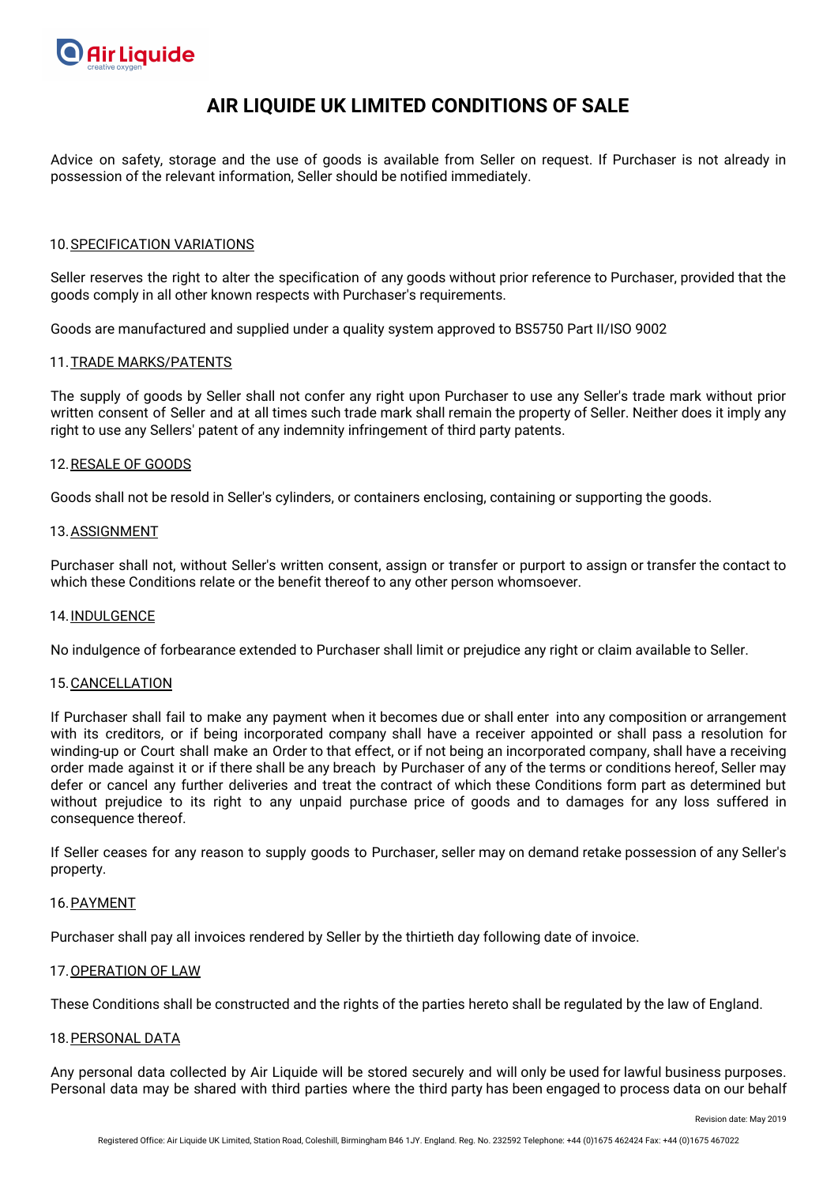# AIR LIQUIDE UK LIMITED CONDITIONS OF SALE

Advice on safety, storage and the use of goods is available from Seller on request. If Purchaser is not already in possession of the relevant information, Seller should be notified immediately.

10. SPECIFICATION VARIATIONS

Seller reserves the right to alter the specification of any goods without prior reference to Purchaser, provided that the goods comply in all other known respects with Purchaser's requirements.

Goods are manufactured and supplied under a quality system approved to BS5750 Part II/ISO 9002

11. TRADE MARKS/PATENTS

The supply of goods by Seller shall not confer any right upon Purchaser to use any Seller's trade mark without prior written consent of Seller and at all times such trade mark shall remain the property of Seller. Neither does it imply any right to use any Sellers' patent of any indemnity infringement of third party patents.

12. RESALE OF GOODS

Goods shall not be resold in Seller's cylinders, or containers enclosing, containing or supporting the goods.

13. ASSIGNMENT

Purchaser shall not, without Seller's written consent, assign or transfer or purport to assign or transfer the contact to which these Conditions relate or the benefit thereof to any other person whomsoever.

14. INDULGENCE

No indulgence of forbearance extended to Purchaser shall limit or prejudice any right or claim available to Seller.

15. CANCELLATION

If Purchaser shall fail to make any payment when it becomes due or shall enter into any composition or arrangement with its creditors, or if being incorporated company shall have a receiver appointed or shall pass a resolution for winding-up or Court shall make an Order to that effect, or if not being an incorporated company, shall have a receiving order made against it or if there shall be any breach by Purchaser of any of the terms or conditions hereof, Seller may defer or cancel any further deliveries and treat the contract of which these Conditions form part as determined but without prejudice to its right to any unpaid purchase price of goods and to damages for any loss suffered in consequence thereof.

If Seller ceases for any reason to supply goods to Purchaser, seller may on demand retake possession of any Seller's property.

16. PAYMENT

Purchaser shall pay all invoices rendered by Seller by the thirtieth day following date of invoice.

17. OPERATION OF LAW

These Conditions shall be constructed and the rights of the parties hereto shall be regulated by the law of England.

18. PERSONAL DATA

Any personal data collected by Air Liquide will be stored securely and will only be used for lawful business purposes. Personal data may be shared with third parties where the third party has been engaged to process data on our behalf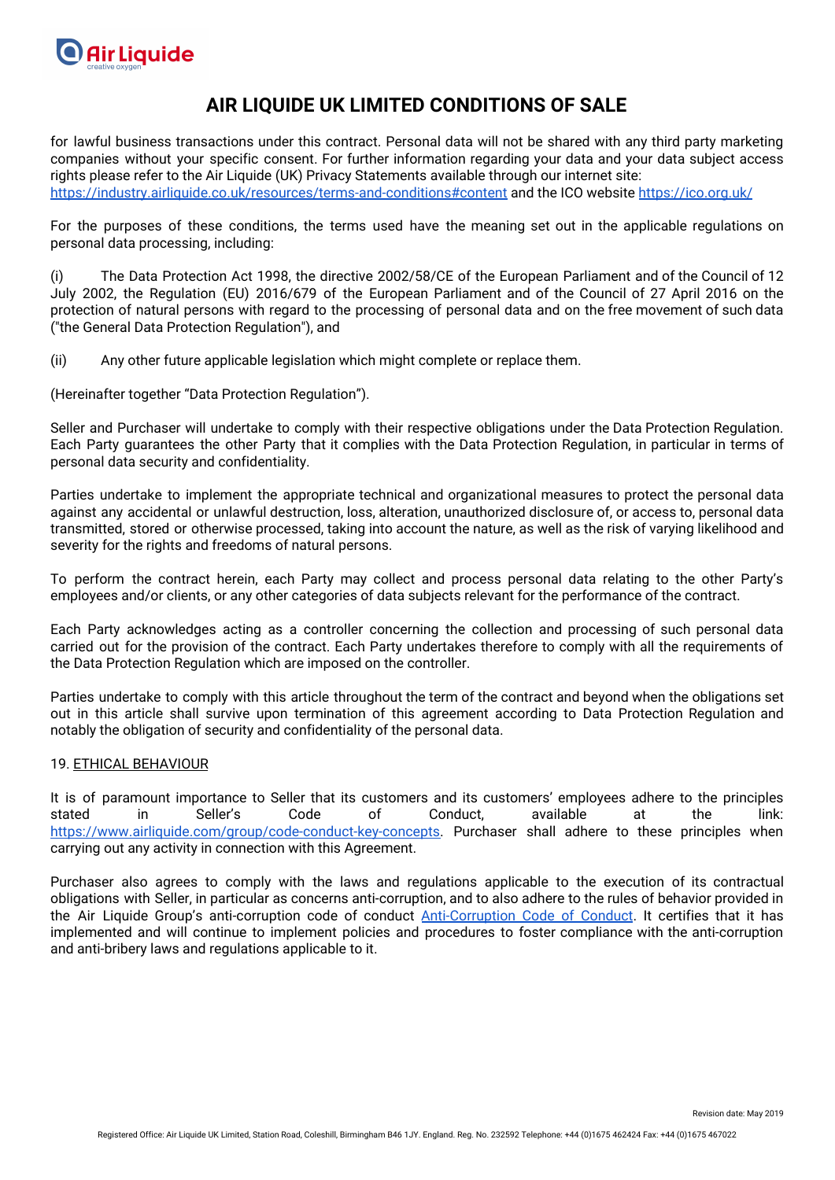for lawful business transactions under this contract. Personal data will not be shared with any third party marketing companies without your specific consent. For further information regarding your data and your data subject access rights please refer to the Air Liquide (UK) Privacy Statements available through our internet site: [https://industry.airliquide.co.uk/resources/terms-and-conditions#content](https://industry.airliquide.co.uk/resources/terms-and-conditions#content) and the ICO website [https://ico.org.uk/](https://ico.org.uk/)

For the purposes of these conditions, the terms used have the meaning set out in the applicable regulations on personal data processing, including:

(i) The Data Protection Act 1998, the directive 2002/58/CE of the European Parliament and of the Council of 12 July 2002, the Regulation (EU) 2016/679 of the European Parliament and of the Council of 27 April 2016 on the protection of natural persons with regard to the processing of personal data and on the free movement of such data ("the General Data Protection Regulation"), and

(ii) Any other future applicable legislation which might complete or replace them.

(Hereinafter together "Data Protection Regulation").

Seller and Purchaser will undertake to comply with their respective obligations under the Data Protection Regulation. Each Party guarantees the other Party that it complies with the Data Protection Regulation, in particular in terms of personal data security and confidentiality.

Parties undertake to implement the appropriate technical and organizational measures to protect the personal data against any accidental or unlawful destruction, loss, alteration, unauthorized disclosure of, or access to, personal data transmitted, stored or otherwise processed, taking into account the nature, as well as the risk of varying likelihood and severity for the rights and freedoms of natural persons.

To perform the contract herein, each Party may collect and process personal data relating to the other Party's employees and/or clients, or any other categories of data subjects relevant for the performance of the contract.

Each Party acknowledges acting as a controller concerning the collection and processing of such personal data carried out for the provision of the contract. Each Party undertakes therefore to comply with all the requirements of the Data Protection Regulation which are imposed on the controller.

Parties undertake to comply with this article throughout the term of the contract and beyond when the obligations set out in this article shall survive upon termination of this agreement according to Data Protection Regulation and notably the obligation of security and confidentiality of the personal data.

19. <u>ETHICAL BEHAVIOUR</u>

It is of paramount importance to Seller that its customers and its customers' employees adhere to the principles stated in Seller's Code of Conduct, available at the link: [https://www.airliquide.com/group/code-conduct-key-concepts](https://www.airliquide.com/group/code-conduct-key-concepts). Purchaser shall adhere to these principles when carrying out any activity in connection with this Agreement.

Purchaser also agrees to comply with the laws and regulations applicable to the execution of its contractual obligations with Seller, in particular as concerns anti-corruption, and to also adhere to the rules of behavior provided in the Air Liquide Group's anti-corruption code of conduct Anti-Corruption Code of Conduct. It certifies that it has implemented and will continue to implement policies and procedures to foster compliance with the anti-corruption and anti-bribery laws and regulations applicable to it.